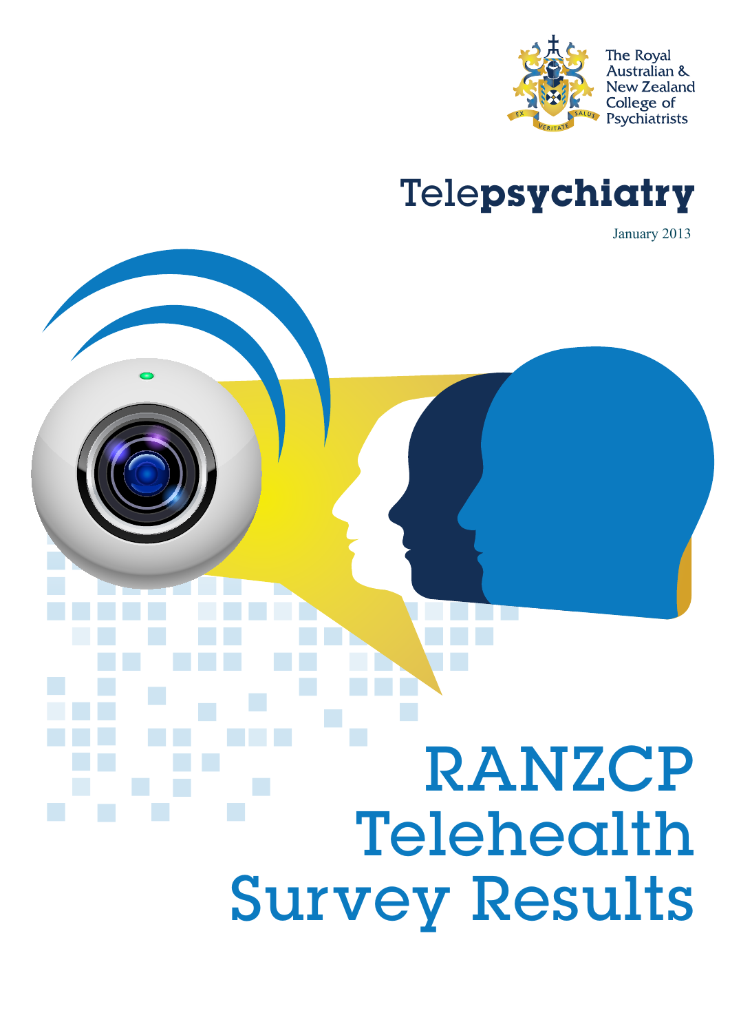The Royal Australian & New Zealand College of Psychiatrists

# Telepsychiatry

January 2013

# RANZCP Telehealth Survey Results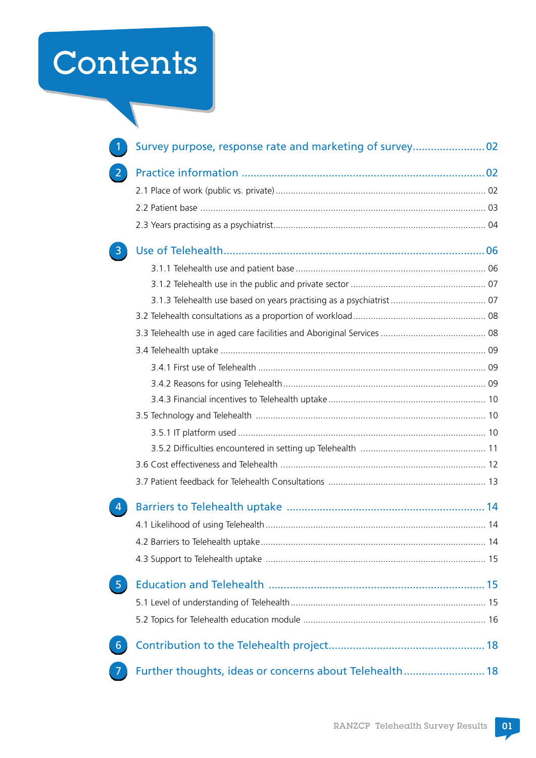# Contents

1. Survey purpose, response rate and marketing of survey ........................ 02
2. Practice information ........................ 02
   - 2.1 Place of work (public vs. private) ........................ 02
   - 2.2 Patient base ........................ 03
   - 2.3 Years practising as a psychiatrist ........................ 04
3. Use of Telehealth ........................ 06
   - 3.1.1 Telehealth use and patient base ........................ 06
   - 3.1.2 Telehealth use in the public and private sector ........................ 07
   - 3.1.3 Telehealth use based on years practising as a psychiatrist ........................ 07
   - 3.2 Telehealth consultations as a proportion of workload ........................ 08
   - 3.3 Telehealth use in aged care facilities and Aboriginal Services ........................ 08
   - 3.4 Telehealth uptake ........................ 09
     - 3.4.1 First use of Telehealth ........................ 09
     - 3.4.2 Reasons for using Telehealth ........................ 09
     - 3.4.3 Financial incentives to Telehealth uptake ........................ 10
   - 3.5 Technology and Telehealth ........................ 10
     - 3.5.1 IT platform used ........................ 10
     - 3.5.2 Difficulties encountered in setting up Telehealth ........................ 11
   - 3.6 Cost effectiveness and Telehealth ........................ 12
   - 3.7 Patient feedback for Telehealth Consultations ........................ 13
4. Barriers to Telehealth uptake ........................ 14
   - 4.1 Likelihood of using Telehealth ........................ 14
   - 4.2 Barriers to Telehealth uptake ........................ 14
   - 4.3 Support to Telehealth uptake ........................ 15
5. Education and Telehealth ........................ 15
   - 5.1 Level of understanding of Telehealth ........................ 15
   - 5.2 Topics for Telehealth education module ........................ 16
6. Contribution to the Telehealth project ........................ 18
7. Further thoughts, ideas or concerns about Telehealth ........................ 18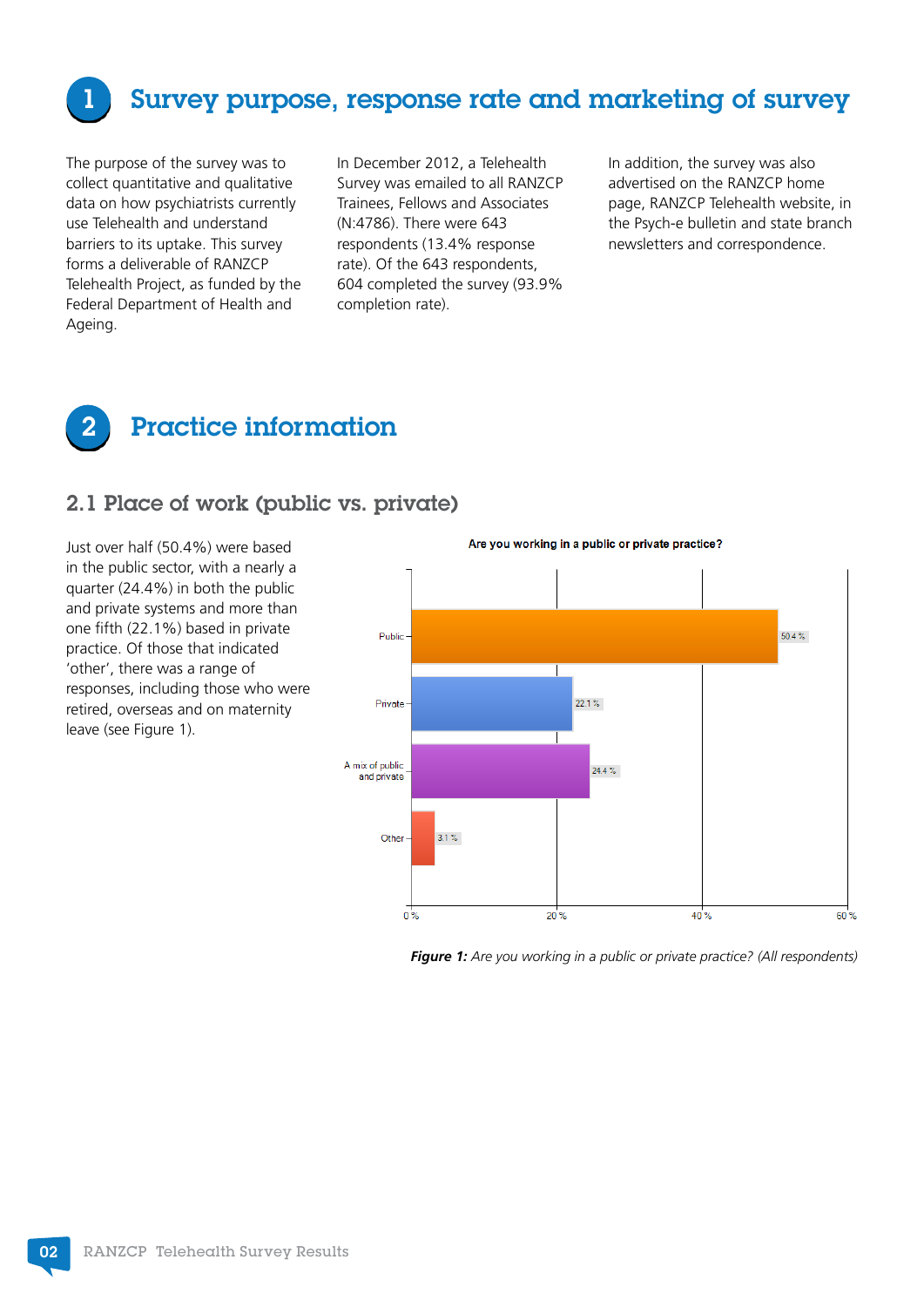# 1 Survey purpose, response rate and marketing of survey

The purpose of the survey was to collect quantitative and qualitative data on how psychiatrists currently use Telehealth and understand barriers to its uptake. This survey forms a deliverable of RANZCP Telehealth Project, as funded by the Federal Department of Health and Ageing.

In December 2012, a Telehealth Survey was emailed to all RANZCP Trainees, Fellows and Associates (N:4786). There were 643 respondents (13.4% response rate). Of the 643 respondents, 604 completed the survey (93.9% completion rate).

In addition, the survey was also advertised on the RANZCP home page, RANZCP Telehealth website, in the Psych-e bulletin and state branch newsletters and correspondence.

# 2 Practice information

## 2.1 Place of work (public vs. private)

Just over half (50.4%) were based in the public sector, with a nearly a quarter (24.4%) in both the public and private systems and more than one fifth (22.1%) based in private practice. Of those that indicated 'other', there was a range of responses, including those who were retired, overseas and on maternity leave (see Figure 1).

**Are you working in a public or private practice?**

| Response | Percentage |
|---|---|
| Public | 50.4 % |
| Private | 22.1 % |
| A mix of public and private | 24.4 % |
| Other | 3.1 % |

***Figure 1:*** *Are you working in a public or private practice? (All respondents)*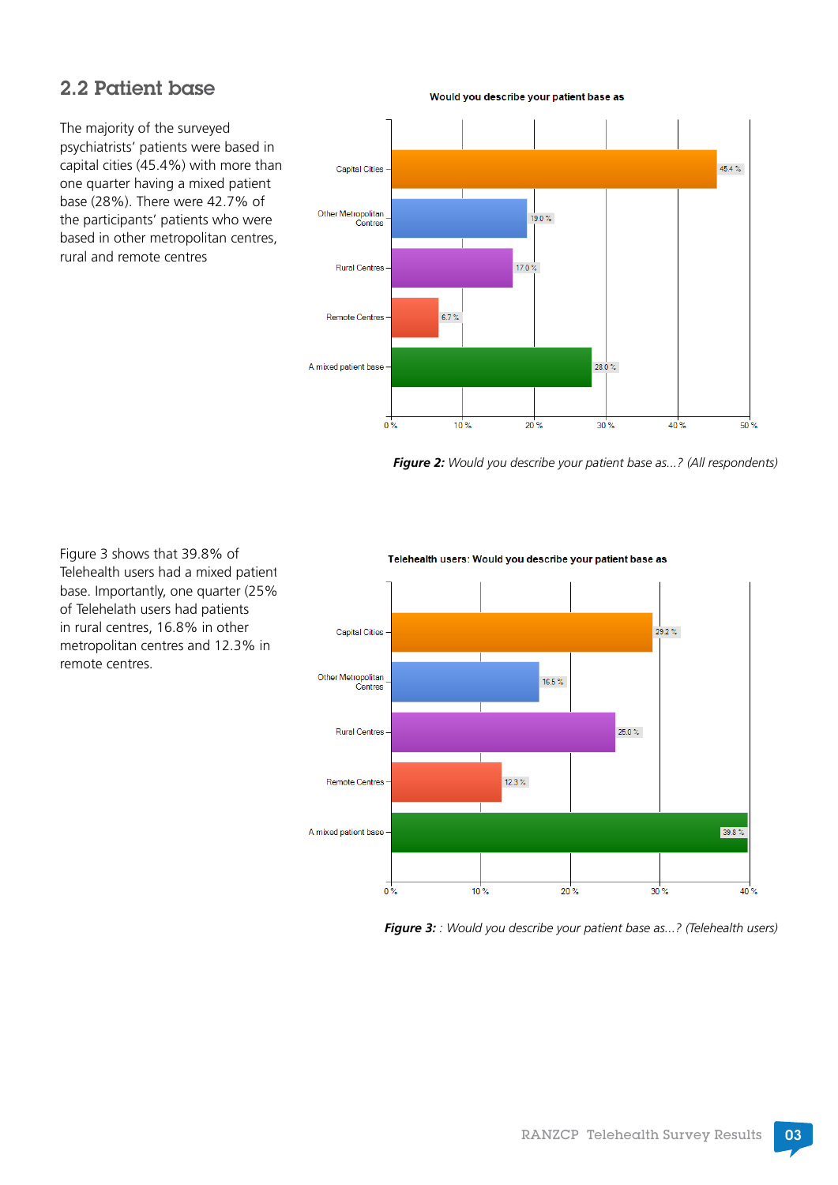## 2.2 Patient base

The majority of the surveyed psychiatrists' patients were based in capital cities (45.4%) with more than one quarter having a mixed patient base (28%). There were 42.7% of the participants' patients who were based in other metropolitan centres, rural and remote centres

**Would you describe your patient base as**

| Patient base | % |
|---|---|
| Capital Cities | 45.4 % |
| Other Metropolitan Centres | 19.0 % |
| Rural Centres | 17.0 % |
| Remote Centres | 6.7 % |
| A mixed patient base | 28.0 % |

***Figure 2:*** *Would you describe your patient base as...? (All respondents)*

Figure 3 shows that 39.8% of Telehealth users had a mixed patient base. Importantly, one quarter (25% of Telehelath users had patients in rural centres, 16.8% in other metropolitan centres and 12.3% in remote centres.

**Telehealth users: Would you describe your patient base as**

| Patient base | % |
|---|---|
| Capital Cities | 29.2 % |
| Other Metropolitan Centres | 16.5 % |
| Rural Centres | 25.0 % |
| Remote Centres | 12.3 % |
| A mixed patient base | 39.8 % |

***Figure 3:*** *: Would you describe your patient base as...? (Telehealth users)*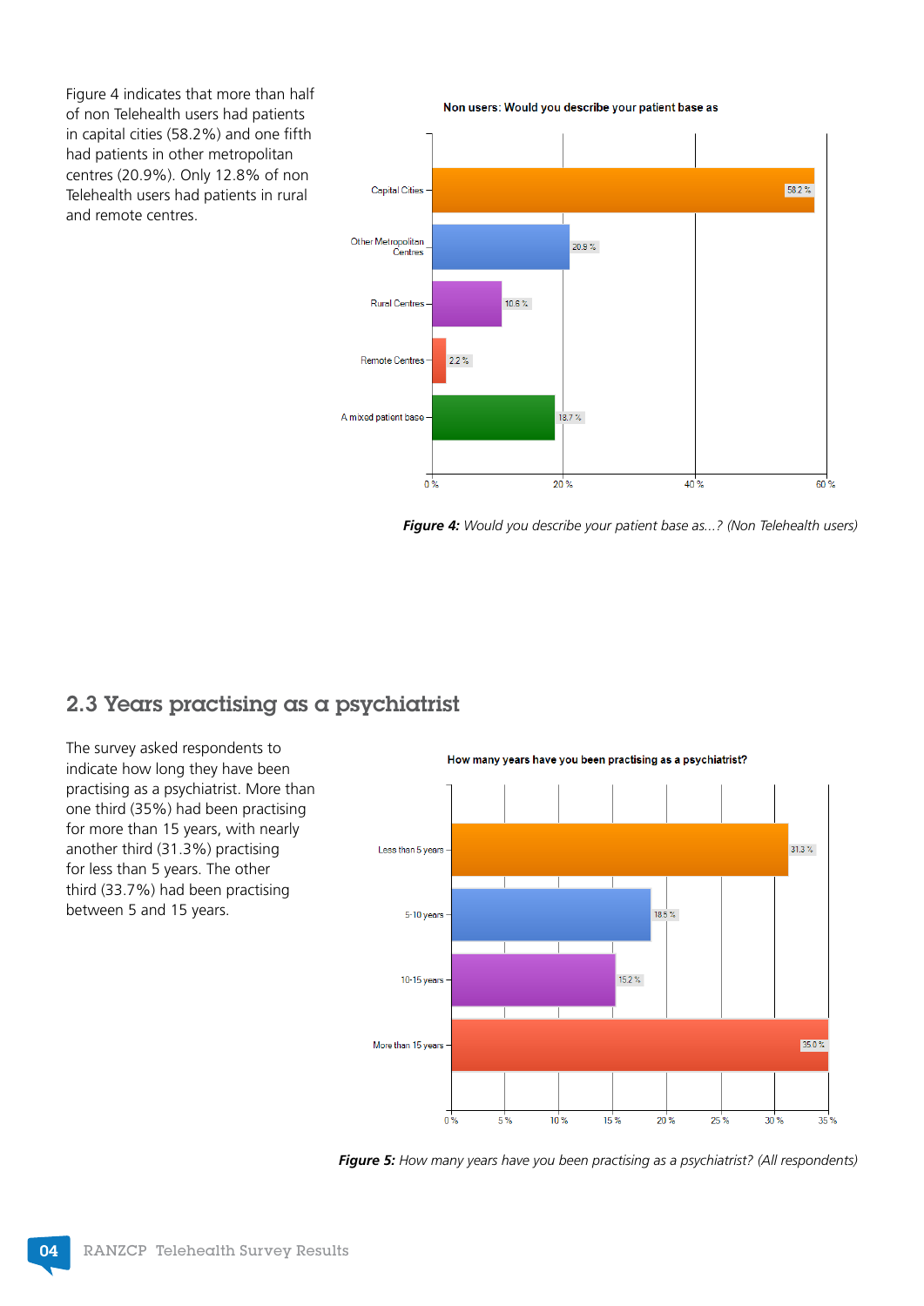Figure 4 indicates that more than half of non Telehealth users had patients in capital cities (58.2%) and one fifth had patients in other metropolitan centres (20.9%). Only 12.8% of non Telehealth users had patients in rural and remote centres.

**Non users: Would you describe your patient base as**

| Patient base | % |
| --- | --- |
| Capital Cities | 58.2 % |
| Other Metropolitan Centres | 20.9 % |
| Rural Centres | 10.6 % |
| Remote Centres | 2.2 % |
| A mixed patient base | 18.7 % |

***Figure 4:*** *Would you describe your patient base as...? (Non Telehealth users)*

## 2.3 Years practising as a psychiatrist

The survey asked respondents to indicate how long they have been practising as a psychiatrist. More than one third (35%) had been practising for more than 15 years, with nearly another third (31.3%) practising for less than 5 years. The other third (33.7%) had been practising between 5 and 15 years.

**How many years have you been practising as a psychiatrist?**

| Years | % |
| --- | --- |
| Less than 5 years | 31.3 % |
| 5-10 years | 18.5 % |
| 10-15 years | 15.2 % |
| More than 15 years | 35.0 % |

***Figure 5:*** *How many years have you been practising as a psychiatrist? (All respondents)*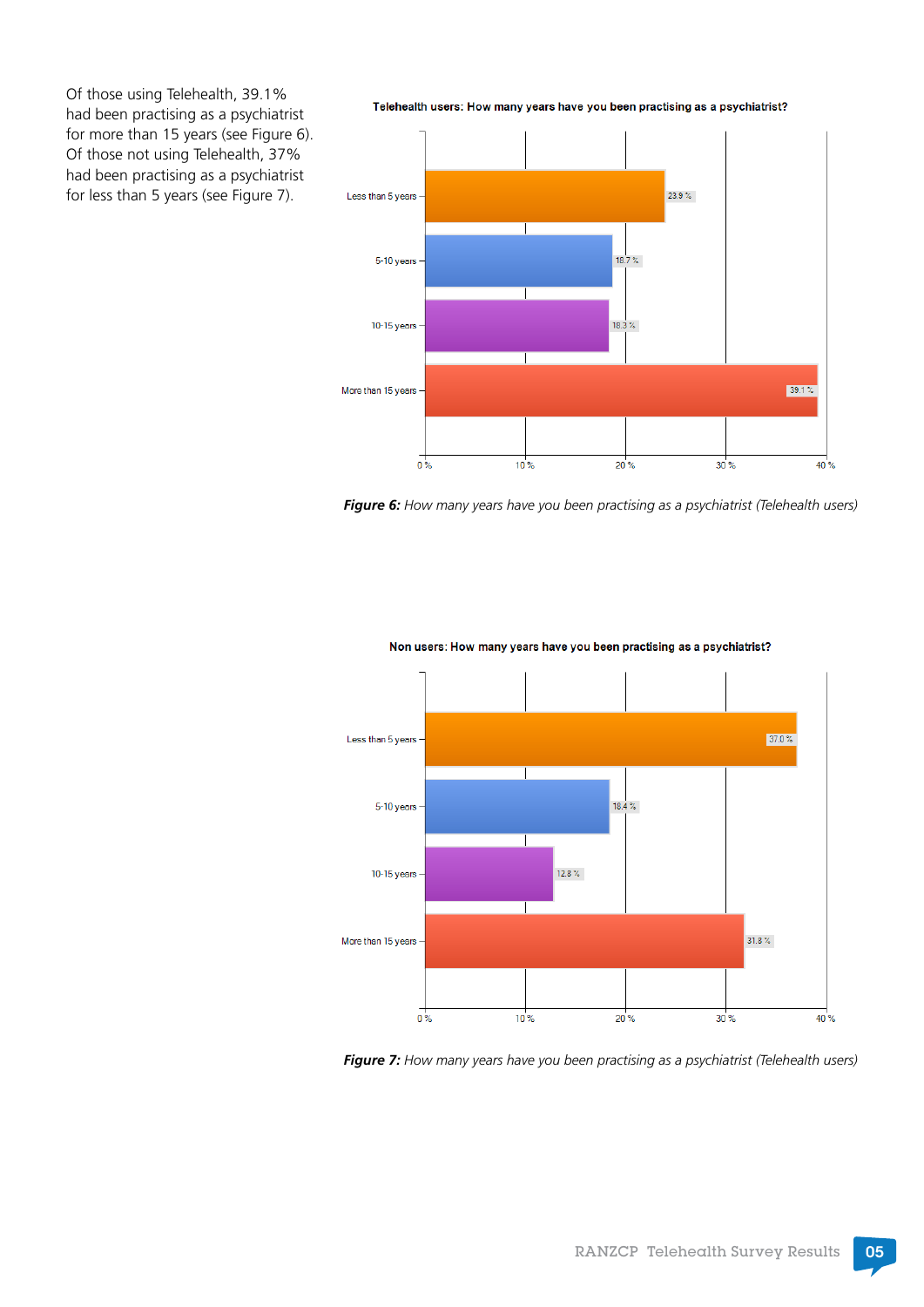Of those using Telehealth, 39.1% had been practising as a psychiatrist for more than 15 years (see Figure 6). Of those not using Telehealth, 37% had been practising as a psychiatrist for less than 5 years (see Figure 7).

**Telehealth users: How many years have you been practising as a psychiatrist?**

| Years practising | Percentage |
|---|---|
| Less than 5 years | 23.9 % |
| 5-10 years | 18.7 % |
| 10-15 years | 18.3 % |
| More than 15 years | 39.1 % |

***Figure 6:*** *How many years have you been practising as a psychiatrist (Telehealth users)*

**Non users: How many years have you been practising as a psychiatrist?**

| Years practising | Percentage |
|---|---|
| Less than 5 years | 37.0 % |
| 5-10 years | 18.4 % |
| 10-15 years | 12.8 % |
| More than 15 years | 31.8 % |

***Figure 7:*** *How many years have you been practising as a psychiatrist (Telehealth users)*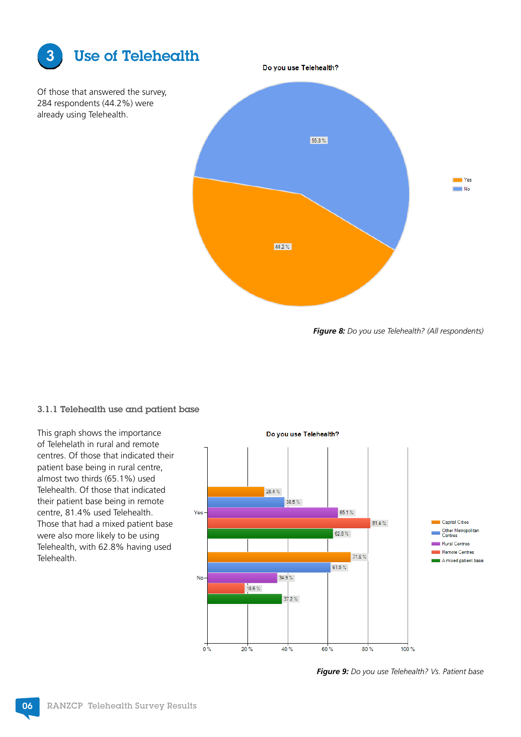## 3 Use of Telehealth

Of those that answered the survey, 284 respondents (44.2%) were already using Telehealth.

**Do you use Telehealth?**

| Response | % |
| --- | --- |
| Yes | 44.2 % |
| No | 55.8 % |

***Figure 8:*** *Do you use Telehealth? (All respondents)*

### 3.1.1 Telehealth use and patient base

This graph shows the importance of Telehelath in rural and remote centres. Of those that indicated their patient base being in rural centre, almost two thirds (65.1%) used Telehealth. Of those that indicated their patient base being in remote centre, 81.4% used Telehealth. Those that had a mixed patient base were also more likely to be using Telehealth, with 62.8% having used Telehealth.

**Do you use Telehealth?**

| | Capital Cities | Other Metropolitan Centres | Rural Centres | Remote Centres | A mixed patient base |
| --- | --- | --- | --- | --- | --- |
| Yes | 28.4 % | 38.5 % | 65.1 % | 81.4 % | 62.8 % |
| No | 71.6 % | 61.5 % | 34.9 % | 18.6 % | 37.2 % |

***Figure 9:*** *Do you use Telehealth? Vs. Patient base*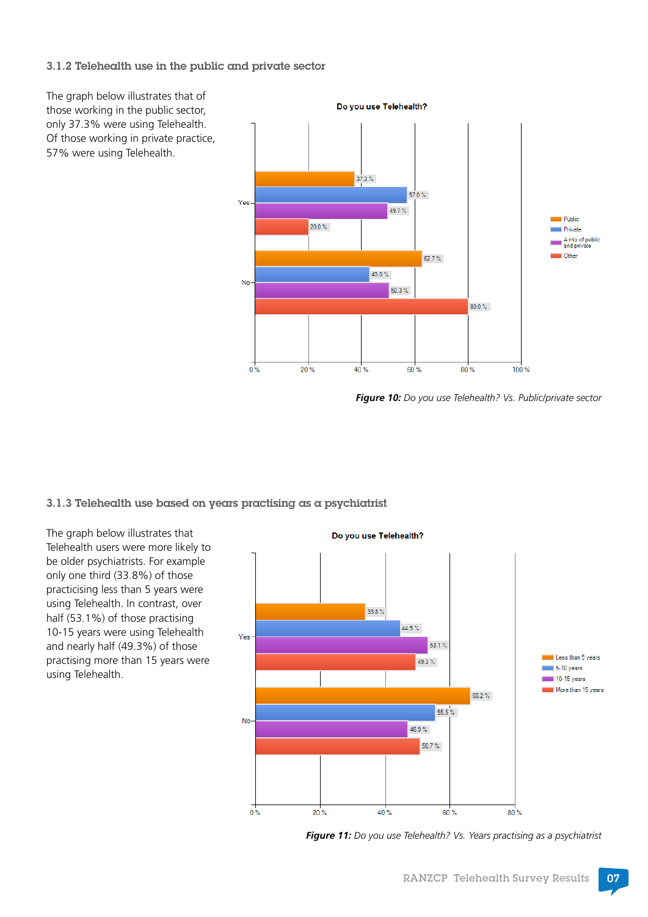### 3.1.2 Telehealth use in the public and private sector

The graph below illustrates that of those working in the public sector, only 37.3% were using Telehealth. Of those working in private practice, 57% were using Telehealth.

**Do you use Telehealth?**

| | Public | Private | A mix of public and private | Other |
|---|---|---|---|---|
| Yes | 37.3 % | 57.0 % | 49.7 % | 20.0 % |
| No | 62.7 % | 43.0 % | 50.3 % | 80.0 % |

***Figure 10:*** *Do you use Telehealth? Vs. Public/private sector*

### 3.1.3 Telehealth use based on years practising as a psychiatrist

The graph below illustrates that Telehealth users were more likely to be older psychiatrists. For example only one third (33.8%) of those practicising less than 5 years were using Telehealth. In contrast, over half (53.1%) of those practising 10-15 years were using Telehealth and nearly half (49.3%) of those practising more than 15 years were using Telehealth.

**Do you use Telehealth?**

| | Less than 5 years | 5-10 years | 10-15 years | More than 15 years |
|---|---|---|---|---|
| Yes | 33.8 % | 44.5 % | 53.1 % | 49.3 % |
| No | 66.2 % | 55.5 % | 46.9 % | 50.7 % |

***Figure 11:*** *Do you use Telehealth? Vs. Years practising as a psychiatrist*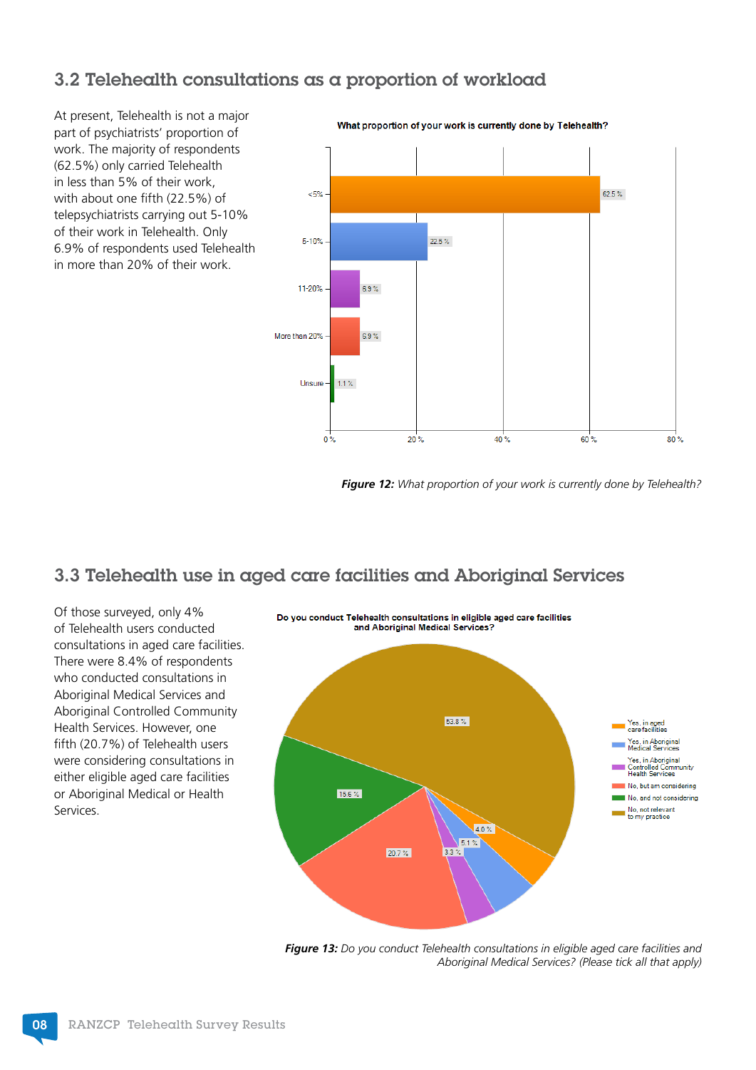## 3.2 Telehealth consultations as a proportion of workload

At present, Telehealth is not a major part of psychiatrists' proportion of work. The majority of respondents (62.5%) only carried Telehealth in less than 5% of their work, with about one fifth (22.5%) of telepsychiatrists carrying out 5-10% of their work in Telehealth. Only 6.9% of respondents used Telehealth in more than 20% of their work.

**What proportion of your work is currently done by Telehealth?**

| Response | Percentage |
| --- | --- |
| <5% | 62.5 % |
| 5-10% | 22.5 % |
| 11-20% | 6.9 % |
| More than 20% | 6.9 % |
| Unsure | 1.1 % |

***Figure 12:*** *What proportion of your work is currently done by Telehealth?*

## 3.3 Telehealth use in aged care facilities and Aboriginal Services

Of those surveyed, only 4% of Telehealth users conducted consultations in aged care facilities. There were 8.4% of respondents who conducted consultations in Aboriginal Medical Services and Aboriginal Controlled Community Health Services. However, one fifth (20.7%) of Telehealth users were considering consultations in either eligible aged care facilities or Aboriginal Medical or Health Services.

**Do you conduct Telehealth consultations in eligible aged care facilities and Aboriginal Medical Services?**

| Response | Percentage |
| --- | --- |
| Yes, in aged care facilities | 4.0 % |
| Yes, in Aboriginal Medical Services | 5.1 % |
| Yes, in Aboriginal Controlled Community Health Services | 3.3 % |
| No, but am considering | 20.7 % |
| No, and not considering | 15.6 % |
| No, not relevant to my practice | 53.8 % |

***Figure 13:*** *Do you conduct Telehealth consultations in eligible aged care facilities and Aboriginal Medical Services? (Please tick all that apply)*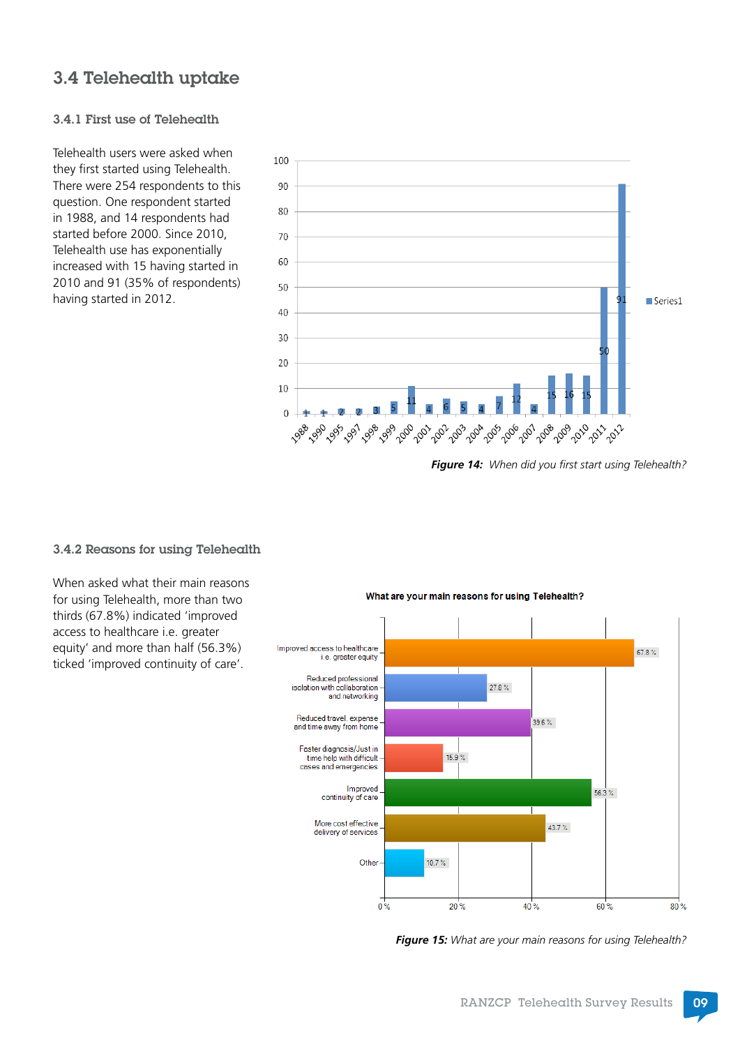## 3.4 Telehealth uptake

### 3.4.1 First use of Telehealth

Telehealth users were asked when they first started using Telehealth. There were 254 respondents to this question. One respondent started in 1988, and 14 respondents had started before 2000. Since 2010, Telehealth use has exponentially increased with 15 having started in 2010 and 91 (35% of respondents) having started in 2012.

***Figure 14:*** *When did you first start using Telehealth?*

### 3.4.2 Reasons for using Telehealth

When asked what their main reasons for using Telehealth, more than two thirds (67.8%) indicated 'improved access to healthcare i.e. greater equity' and more than half (56.3%) ticked 'improved continuity of care'.

***Figure 15:*** *What are your main reasons for using Telehealth?*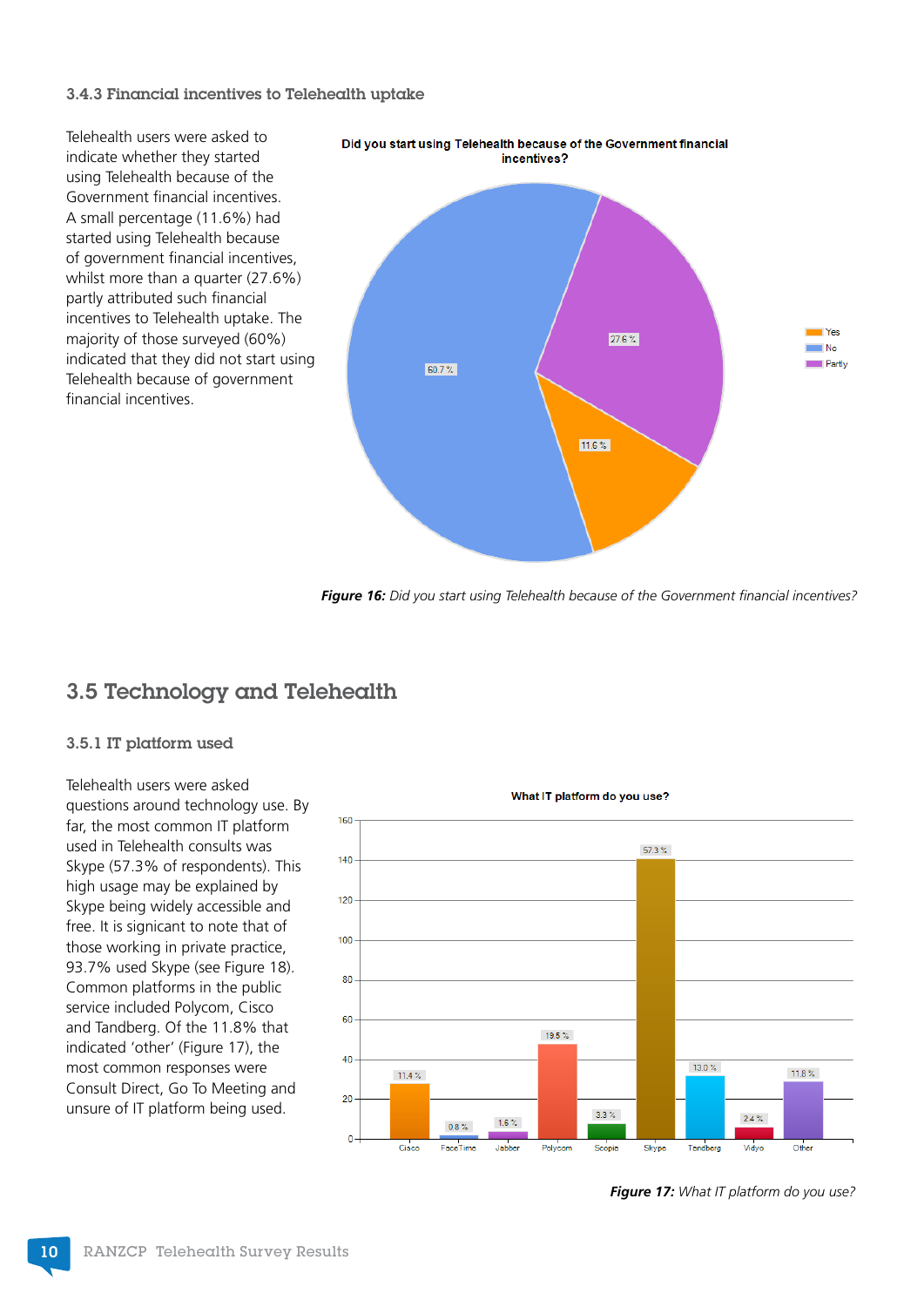### 3.4.3 Financial incentives to Telehealth uptake

Telehealth users were asked to indicate whether they started using Telehealth because of the Government financial incentives. A small percentage (11.6%) had started using Telehealth because of government financial incentives, whilst more than a quarter (27.6%) partly attributed such financial incentives to Telehealth uptake. The majority of those surveyed (60%) indicated that they did not start using Telehealth because of government financial incentives.

**Did you start using Telehealth because of the Government financial incentives?**

| Response | % |
|---|---|
| Yes | 11.6 % |
| No | 60.7 % |
| Partly | 27.6 % |

***Figure 16:*** *Did you start using Telehealth because of the Government financial incentives?*

## 3.5 Technology and Telehealth

### 3.5.1 IT platform used

Telehealth users were asked questions around technology use. By far, the most common IT platform used in Telehealth consults was Skype (57.3% of respondents). This high usage may be explained by Skype being widely accessible and free. It is signicant to note that of those working in private practice, 93.7% used Skype (see Figure 18). Common platforms in the public service included Polycom, Cisco and Tandberg. Of the 11.8% that indicated 'other' (Figure 17), the most common responses were Consult Direct, Go To Meeting and unsure of IT platform being used.

**What IT platform do you use?**

| Platform | % |
|---|---|
| Cisco | 11.4 % |
| FaceTime | 0.8 % |
| Jabber | 1.6 % |
| Polycom | 19.5 % |
| Scopia | 3.3 % |
| Skype | 57.3 % |
| Tandberg | 13.0 % |
| Vidyo | 2.4 % |
| Other | 11.8 % |

***Figure 17:*** *What IT platform do you use?*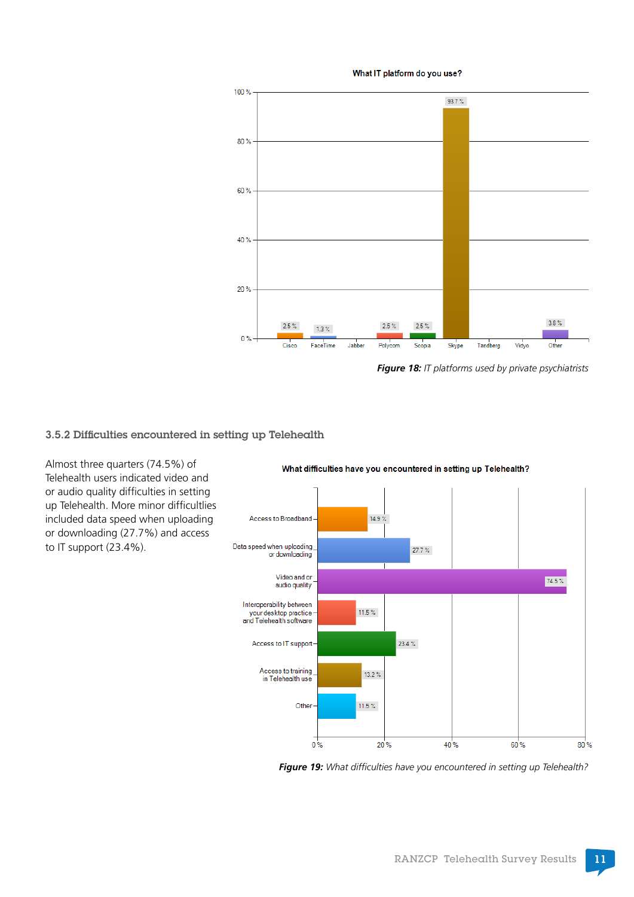**What IT platform do you use?**

| Platform | % |
|---|---|
| Cisco | 2.5 % |
| FaceTime | 1.3 % |
| Jabber | |
| Polycom | 2.5 % |
| Scopia | 2.5 % |
| Skype | 93.7 % |
| Tandberg | |
| Vidyo | |
| Other | 3.8 % |

***Figure 18:*** *IT platforms used by private psychiatrists*

### 3.5.2 Difficulties encountered in setting up Telehealth

Almost three quarters (74.5%) of Telehealth users indicated video and or audio quality difficulties in setting up Telehealth. More minor difficulties included data speed when uploading or downloading (27.7%) and access to IT support (23.4%).

**What difficulties have you encountered in setting up Telehealth?**

| Difficulty | % |
|---|---|
| Access to Broadband | 14.9 % |
| Data speed when uploading or downloading | 27.7 % |
| Video and or audio quality | 74.5 % |
| Interoperability between your desktop practice and Telehealth software | 11.5 % |
| Access to IT support | 23.4 % |
| Access to training in Telehealth use | 13.2 % |
| Other | 11.5 % |

***Figure 19:*** *What difficulties have you encountered in setting up Telehealth?*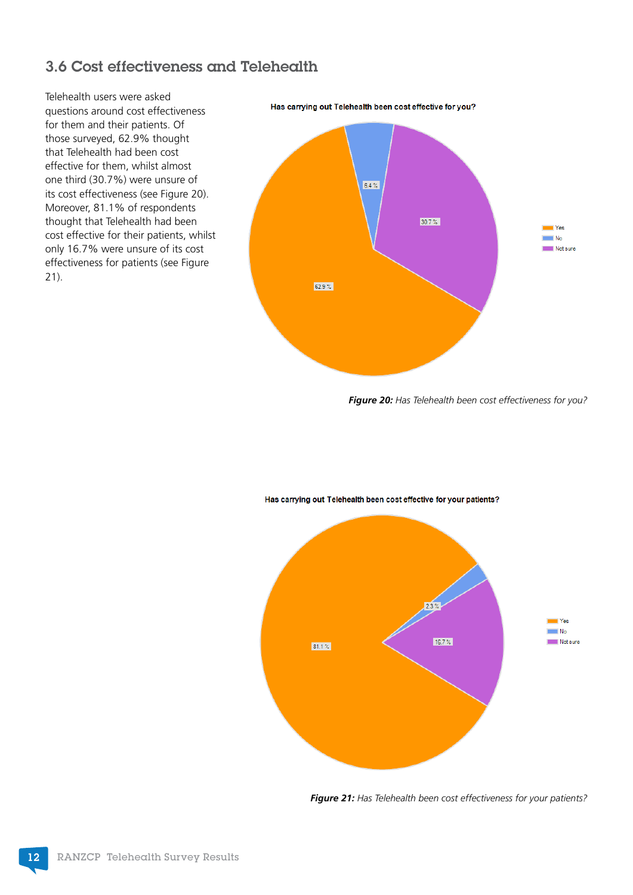## 3.6 Cost effectiveness and Telehealth

Telehealth users were asked questions around cost effectiveness for them and their patients. Of those surveyed, 62.9% thought that Telehealth had been cost effective for them, whilst almost one third (30.7%) were unsure of its cost effectiveness (see Figure 20). Moreover, 81.1% of respondents thought that Telehealth had been cost effective for their patients, whilst only 16.7% were unsure of its cost effectiveness for patients (see Figure 21).

Has carrying out Telehealth been cost effective for you?

| Response | % |
|---|---|
| Yes | 62.9 % |
| No | 6.4 % |
| Not sure | 30.7 % |

***Figure 20:*** *Has Telehealth been cost effectiveness for you?*

Has carrying out Telehealth been cost effective for your patients?

| Response | % |
|---|---|
| Yes | 81.1 % |
| No | 2.3 % |
| Not sure | 16.7 % |

***Figure 21:*** *Has Telehealth been cost effectiveness for your patients?*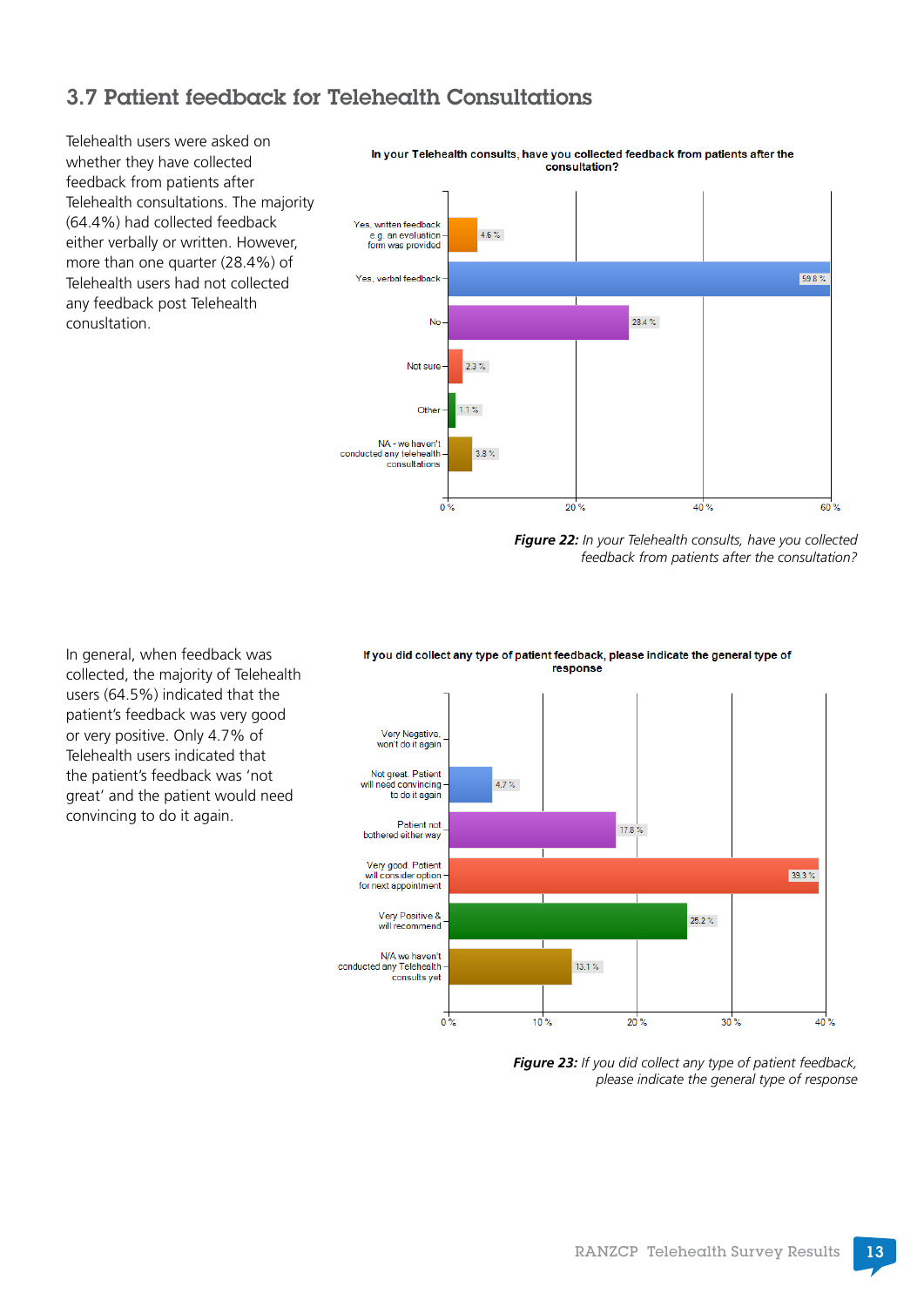## 3.7 Patient feedback for Telehealth Consultations

Telehealth users were asked on whether they have collected feedback from patients after Telehealth consultations. The majority (64.4%) had collected feedback either verbally or written. However, more than one quarter (28.4%) of Telehealth users had not collected any feedback post Telehealth conusltation.

**In your Telehealth consults, have you collected feedback from patients after the consultation?**

| Response | % |
|---|---|
| Yes, written feedback e.g. an evaluation form was provided | 4.6 % |
| Yes, verbal feedback | 59.8 % |
| No | 28.4 % |
| Not sure | 2.3 % |
| Other | 1.1 % |
| NA - we haven't conducted any telehealth consultations | 3.8 % |

***Figure 22:*** *In your Telehealth consults, have you collected feedback from patients after the consultation?*

In general, when feedback was collected, the majority of Telehealth users (64.5%) indicated that the patient's feedback was very good or very positive. Only 4.7% of Telehealth users indicated that the patient's feedback was 'not great' and the patient would need convincing to do it again.

**If you did collect any type of patient feedback, please indicate the general type of response**

| Response | % |
|---|---|
| Very Negative, won't do it again | |
| Not great. Patient will need convincing to do it again | 4.7 % |
| Patient not bothered either way | 17.8 % |
| Very good. Patient will consider option for next appointment | 39.3 % |
| Very Positive & will recommend | 25.2 % |
| N/A we haven't conducted any Telehealth consults yet | 13.1 % |

***Figure 23:*** *If you did collect any type of patient feedback, please indicate the general type of response*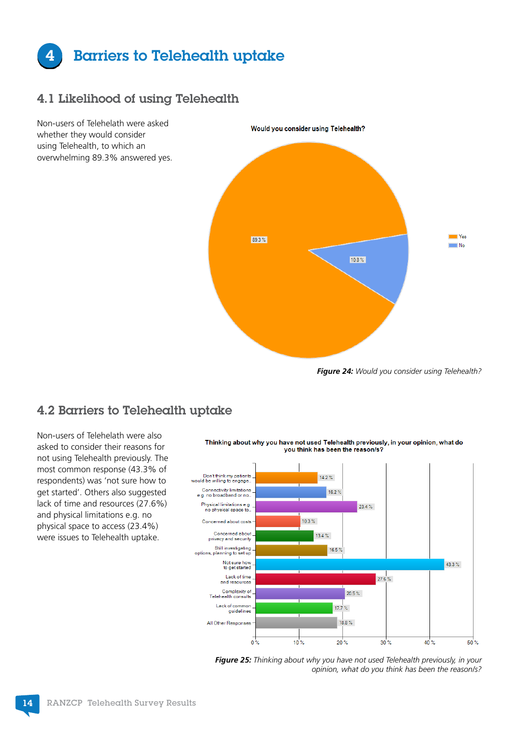# 4 Barriers to Telehealth uptake

## 4.1 Likelihood of using Telehealth

Non-users of Telehelath were asked whether they would consider using Telehealth, to which an overwhelming 89.3% answered yes.

**Would you consider using Telehealth?**

| Response | Percentage |
|---|---|
| Yes | 89.3 % |
| No | 10.8 % |

***Figure 24:*** *Would you consider using Telehealth?*

## 4.2 Barriers to Telehealth uptake

Non-users of Telehelath were also asked to consider their reasons for not using Telehealth previously. The most common response (43.3% of respondents) was 'not sure how to get started'. Others also suggested lack of time and resources (27.6%) and physical limitations e.g. no physical space to access (23.4%) were issues to Telehealth uptake.

**Thinking about why you have not used Telehealth previously, in your opinion, what do you think has been the reason/s?**

| Reason | Percentage |
|---|---|
| Don't think my patients would be willing to engage.. | 14.2 % |
| Connectivity limitations e.g. no broadband or no.. | 16.2 % |
| Physical limitations e.g. no physical space to.. | 23.4 % |
| Concerned about costs | 10.3 % |
| Concerned about privacy and security | 13.4 % |
| Still investigating options, planning to set up | 16.5 % |
| Not sure how to get started | 43.3 % |
| Lack of time and resources | 27.6 % |
| Complexity of Telehealth consults | 20.5 % |
| Lack of common guidelines | 17.7 % |
| All Other Responses | 18.8 % |

***Figure 25:*** *Thinking about why you have not used Telehealth previously, in your opinion, what do you think has been the reason/s?*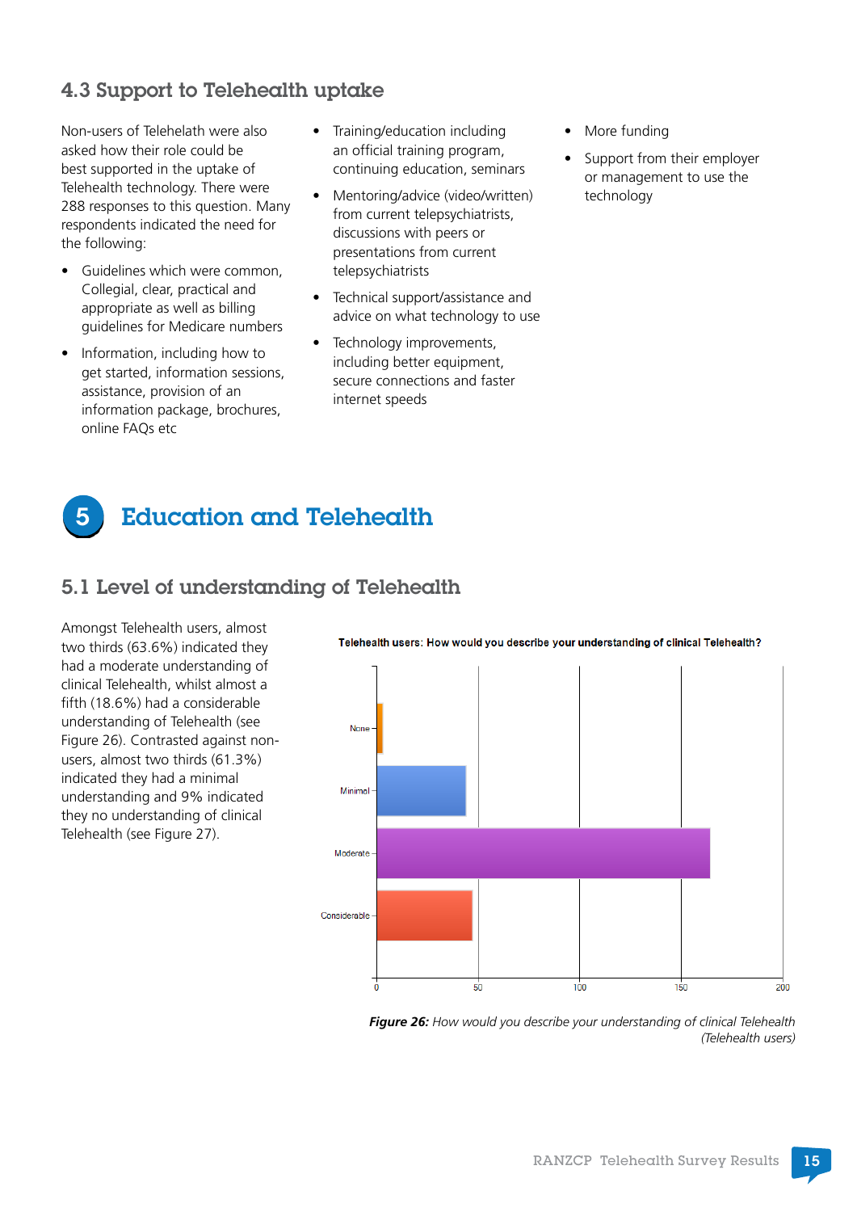## 4.3 Support to Telehealth uptake

Non-users of Telehelath were also asked how their role could be best supported in the uptake of Telehealth technology. There were 288 responses to this question. Many respondents indicated the need for the following:

- Guidelines which were common, Collegial, clear, practical and appropriate as well as billing guidelines for Medicare numbers
- Information, including how to get started, information sessions, assistance, provision of an information package, brochures, online FAQs etc
- Training/education including an official training program, continuing education, seminars
- Mentoring/advice (video/written) from current telepsychiatrists, discussions with peers or presentations from current telepsychiatrists
- Technical support/assistance and advice on what technology to use
- Technology improvements, including better equipment, secure connections and faster internet speeds
- More funding
- Support from their employer or management to use the technology

# 5 Education and Telehealth

## 5.1 Level of understanding of Telehealth

Amongst Telehealth users, almost two thirds (63.6%) indicated they had a moderate understanding of clinical Telehealth, whilst almost a fifth (18.6%) had a considerable understanding of Telehealth (see Figure 26). Contrasted against non-users, almost two thirds (61.3%) indicated they had a minimal understanding and 9% indicated they no understanding of clinical Telehealth (see Figure 27).

**Telehealth users: How would you describe your understanding of clinical Telehealth?**

**Figure 26:** *How would you describe your understanding of clinical Telehealth (Telehealth users)*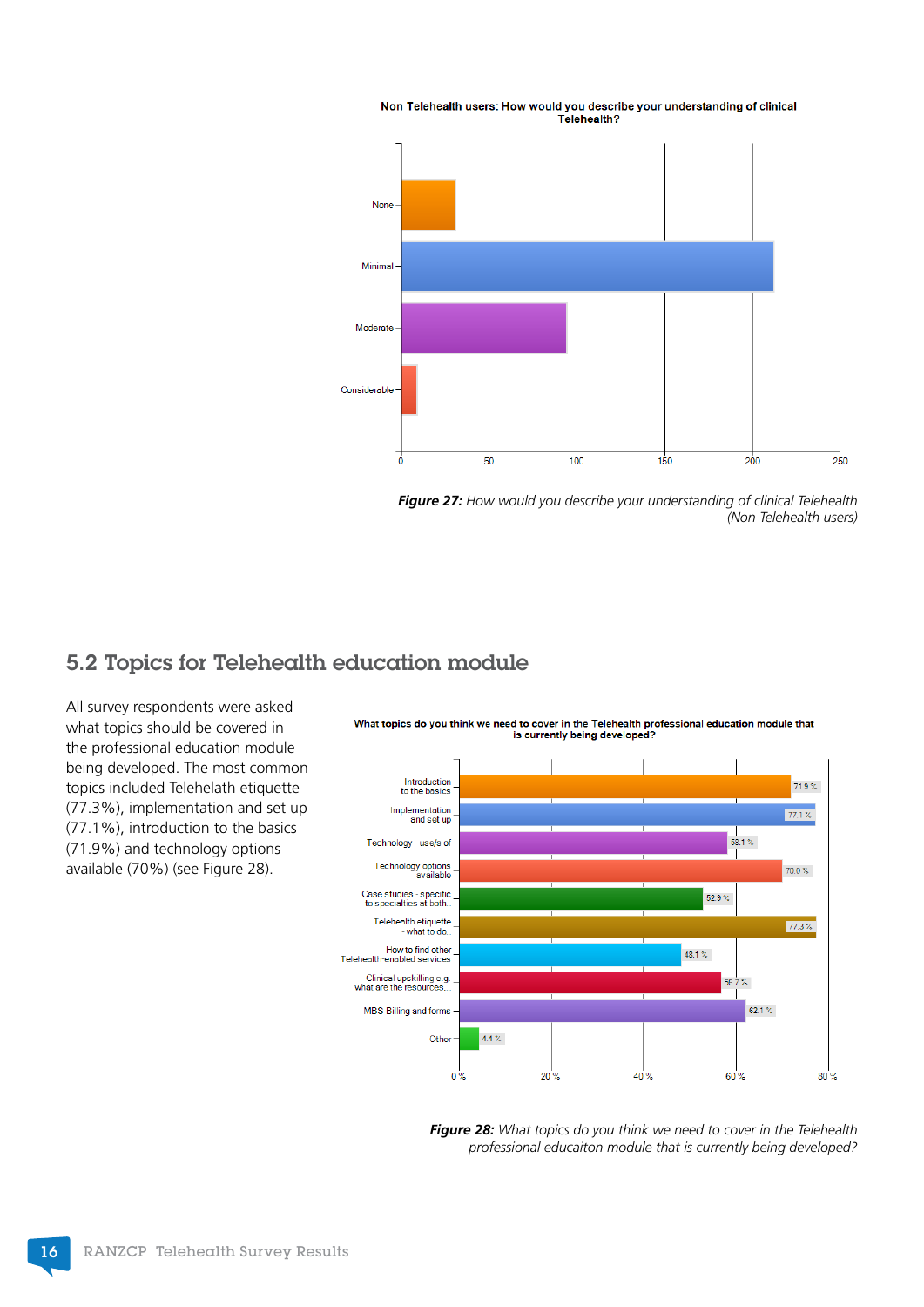Non Telehealth users: How would you describe your understanding of clinical Telehealth?

| Response | Count (approx.) |
|---|---|
| None | ~31 |
| Minimal | ~212 |
| Moderate | ~94 |
| Considerable | ~9 |

*Figure 27: How would you describe your understanding of clinical Telehealth (Non Telehealth users)*

## 5.2 Topics for Telehealth education module

All survey respondents were asked what topics should be covered in the professional education module being developed. The most common topics included Telehelath etiquette (77.3%), implementation and set up (77.1%), introduction to the basics (71.9%) and technology options available (70%) (see Figure 28).

What topics do you think we need to cover in the Telehealth professional education module that is currently being developed?

| Topic | % |
|---|---|
| Introduction to the basics | 71.9 % |
| Implementation and set up | 77.1 % |
| Technology - use/s of | 58.1 % |
| Technology options available | 70.0 % |
| Case studies - specific to specialties at both.. | 52.9 % |
| Telehealth etiquette - what to do.. | 77.3 % |
| How to find other Telehealth-enabled services | 48.1 % |
| Clinical upskilling e.g. what are the resources,.. | 56.7 % |
| MBS Billing and forms | 62.1 % |
| Other | 4.4 % |

*Figure 28: What topics do you think we need to cover in the Telehealth professional educaiton module that is currently being developed?*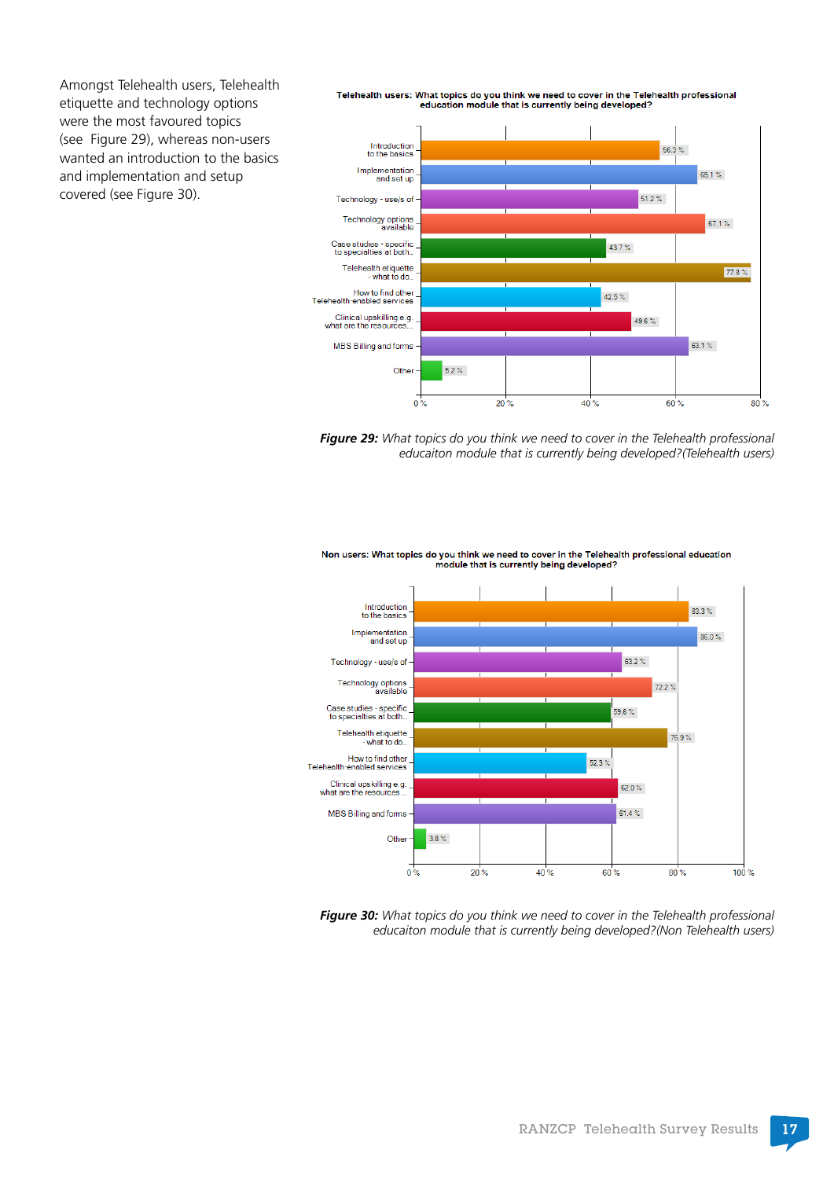Amongst Telehealth users, Telehealth etiquette and technology options were the most favoured topics (see Figure 29), whereas non-users wanted an introduction to the basics and implementation and setup covered (see Figure 30).

**Telehealth users: What topics do you think we need to cover in the Telehealth professional education module that is currently being developed?**

| Topic | % |
|---|---|
| Introduction to the basics | 56.3 % |
| Implementation and set up | 65.1 % |
| Technology - use/s of | 51.2 % |
| Technology options available | 67.1 % |
| Case studies - specific to specialties at both... | 43.7 % |
| Telehealth etiquette - what to do... | 77.8 % |
| How to find other Telehealth-enabled services | 42.5 % |
| Clinical upskilling e.g. what are the resources... | 49.6 % |
| MBS Billing and forms | 63.1 % |
| Other | 5.2 % |

***Figure 29:*** *What topics do you think we need to cover in the Telehealth professional educaiton module that is currently being developed?(Telehealth users)*

**Non users: What topics do you think we need to cover in the Telehealth professional education module that is currently being developed?**

| Topic | % |
|---|---|
| Introduction to the basics | 83.3 % |
| Implementation and set up | 86.0 % |
| Technology - use/s of | 63.2 % |
| Technology options available | 72.2 % |
| Case studies - specific to specialties at both... | 59.6 % |
| Telehealth etiquette - what to do... | 76.9 % |
| How to find other Telehealth-enabled services | 52.3 % |
| Clinical upskilling e.g. what are the resources... | 62.0 % |
| MBS Billing and forms | 61.4 % |
| Other | 3.8 % |

***Figure 30:*** *What topics do you think we need to cover in the Telehealth professional educaiton module that is currently being developed?(Non Telehealth users)*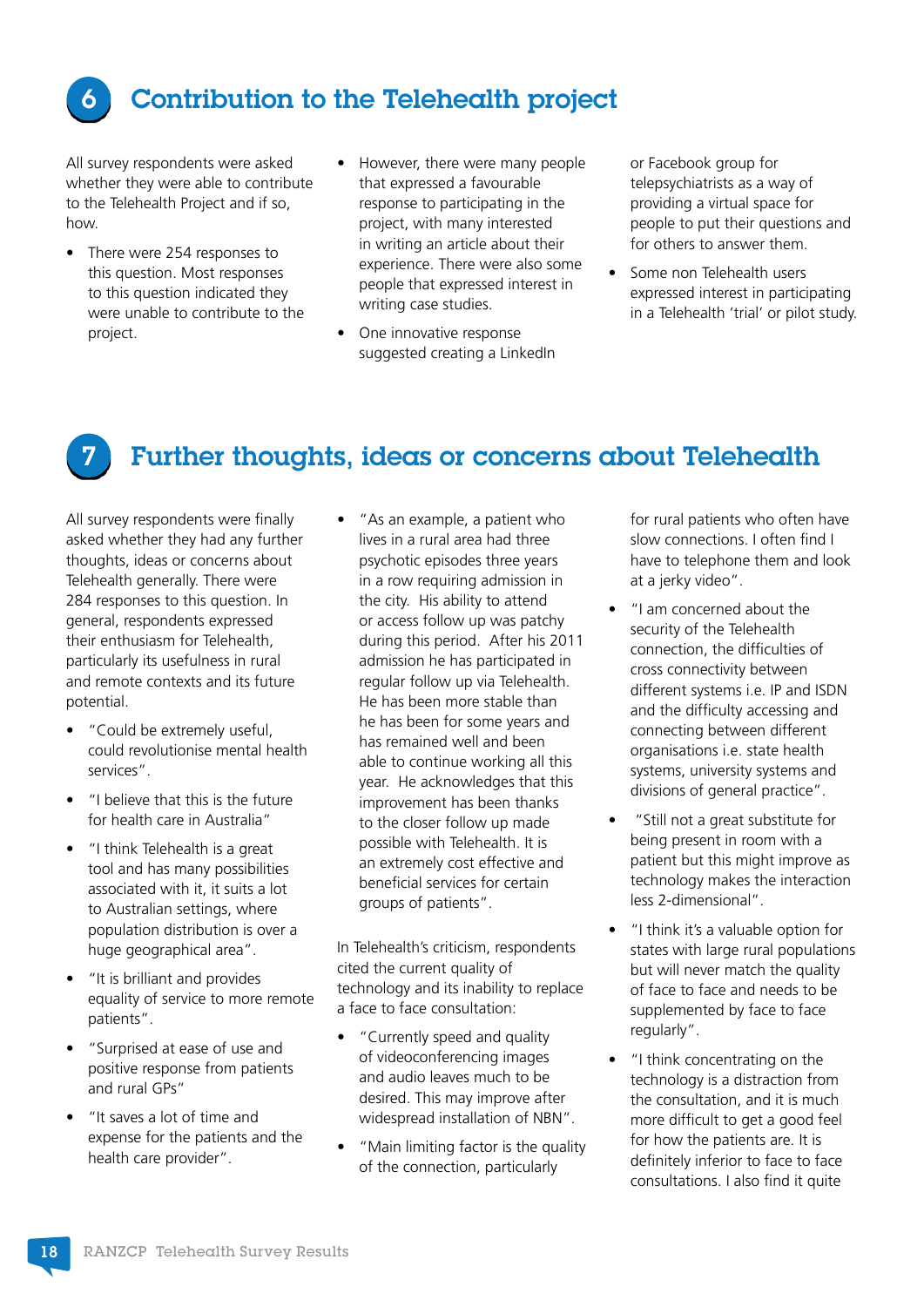## 6 Contribution to the Telehealth project

All survey respondents were asked whether they were able to contribute to the Telehealth Project and if so, how.

- There were 254 responses to this question. Most responses to this question indicated they were unable to contribute to the project.
- However, there were many people that expressed a favourable response to participating in the project, with many interested in writing an article about their experience. There were also some people that expressed interest in writing case studies.
- One innovative response suggested creating a LinkedIn or Facebook group for telepsychiatrists as a way of providing a virtual space for people to put their questions and for others to answer them.
- Some non Telehealth users expressed interest in participating in a Telehealth 'trial' or pilot study.

## 7 Further thoughts, ideas or concerns about Telehealth

All survey respondents were finally asked whether they had any further thoughts, ideas or concerns about Telehealth generally. There were 284 responses to this question. In general, respondents expressed their enthusiasm for Telehealth, particularly its usefulness in rural and remote contexts and its future potential.

- "Could be extremely useful, could revolutionise mental health services".
- "I believe that this is the future for health care in Australia"
- "I think Telehealth is a great tool and has many possibilities associated with it, it suits a lot to Australian settings, where population distribution is over a huge geographical area".
- "It is brilliant and provides equality of service to more remote patients".
- "Surprised at ease of use and positive response from patients and rural GPs"
- "It saves a lot of time and expense for the patients and the health care provider".
- "As an example, a patient who lives in a rural area had three psychotic episodes three years in a row requiring admission in the city. His ability to attend or access follow up was patchy during this period. After his 2011 admission he has participated in regular follow up via Telehealth. He has been more stable than he has been for some years and has remained well and been able to continue working all this year. He acknowledges that this improvement has been thanks to the closer follow up made possible with Telehealth. It is an extremely cost effective and beneficial services for certain groups of patients".

In Telehealth's criticism, respondents cited the current quality of technology and its inability to replace a face to face consultation:

- "Currently speed and quality of videoconferencing images and audio leaves much to be desired. This may improve after widespread installation of NBN".
- "Main limiting factor is the quality of the connection, particularly for rural patients who often have slow connections. I often find I have to telephone them and look at a jerky video".
- "I am concerned about the security of the Telehealth connection, the difficulties of cross connectivity between different systems i.e. IP and ISDN and the difficulty accessing and connecting between different organisations i.e. state health systems, university systems and divisions of general practice".
- "Still not a great substitute for being present in room with a patient but this might improve as technology makes the interaction less 2-dimensional".
- "I think it's a valuable option for states with large rural populations but will never match the quality of face to face and needs to be supplemented by face to face regularly".
- "I think concentrating on the technology is a distraction from the consultation, and it is much more difficult to get a good feel for how the patients are. It is definitely inferior to face to face consultations. I also find it quite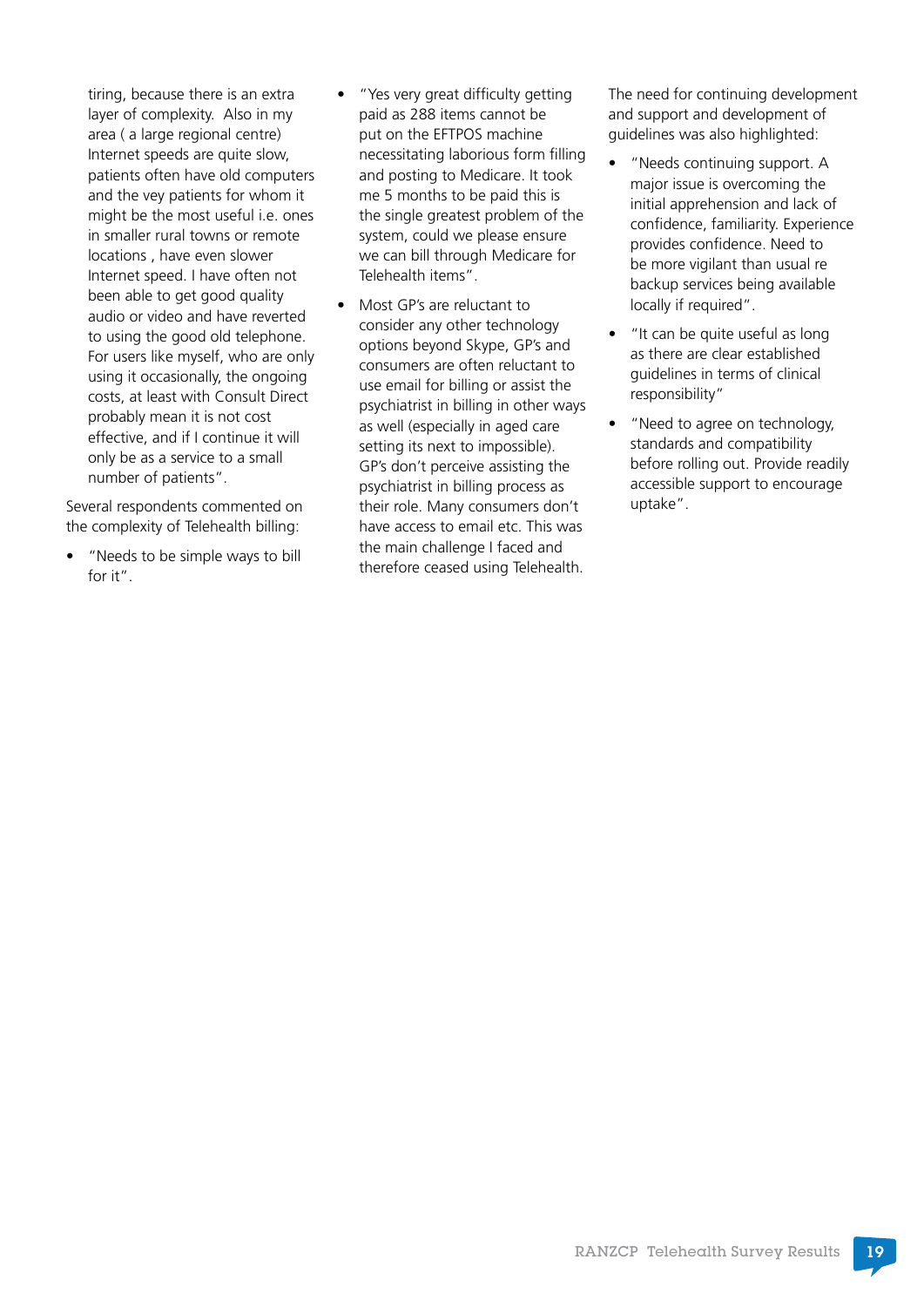tiring, because there is an extra layer of complexity. Also in my area ( a large regional centre) Internet speeds are quite slow, patients often have old computers and the vey patients for whom it might be the most useful i.e. ones in smaller rural towns or remote locations , have even slower Internet speed. I have often not been able to get good quality audio or video and have reverted to using the good old telephone. For users like myself, who are only using it occasionally, the ongoing costs, at least with Consult Direct probably mean it is not cost effective, and if I continue it will only be as a service to a small number of patients".

Several respondents commented on the complexity of Telehealth billing:

- "Needs to be simple ways to bill for it".
- "Yes very great difficulty getting paid as 288 items cannot be put on the EFTPOS machine necessitating laborious form filling and posting to Medicare. It took me 5 months to be paid this is the single greatest problem of the system, could we please ensure we can bill through Medicare for Telehealth items".
- Most GP's are reluctant to consider any other technology options beyond Skype, GP's and consumers are often reluctant to use email for billing or assist the psychiatrist in billing in other ways as well (especially in aged care setting its next to impossible). GP's don't perceive assisting the psychiatrist in billing process as their role. Many consumers don't have access to email etc. This was the main challenge I faced and therefore ceased using Telehealth.

The need for continuing development and support and development of guidelines was also highlighted:

- "Needs continuing support. A major issue is overcoming the initial apprehension and lack of confidence, familiarity. Experience provides confidence. Need to be more vigilant than usual re backup services being available locally if required".
- "It can be quite useful as long as there are clear established guidelines in terms of clinical responsibility"
- "Need to agree on technology, standards and compatibility before rolling out. Provide readily accessible support to encourage uptake".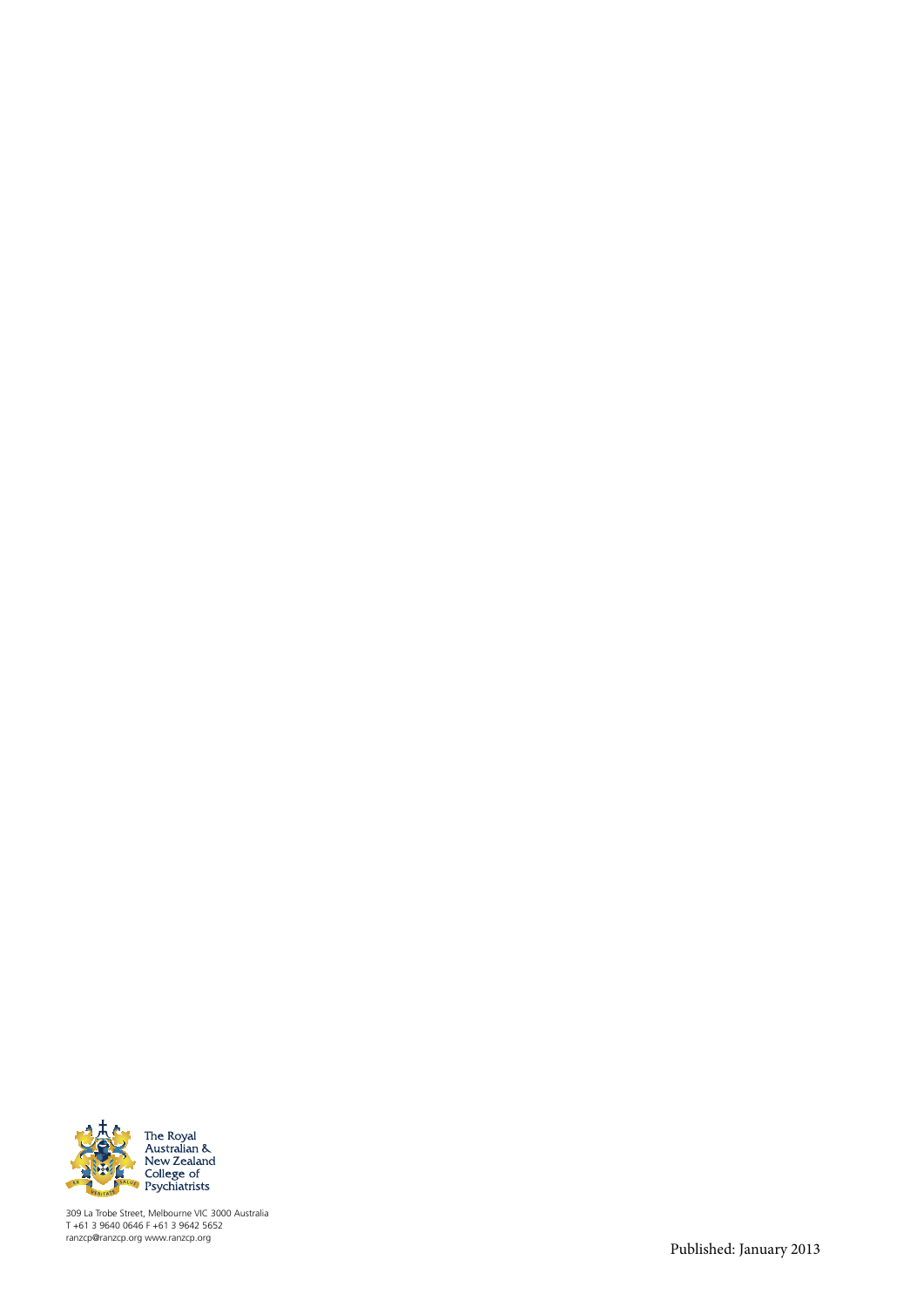The Royal Australian & New Zealand College of Psychiatrists

309 La Trobe Street, Melbourne VIC 3000 Australia
T +61 3 9640 0646 F +61 3 9642 5652
ranzcp@ranzcp.org www.ranzcp.org

Published: January 2013